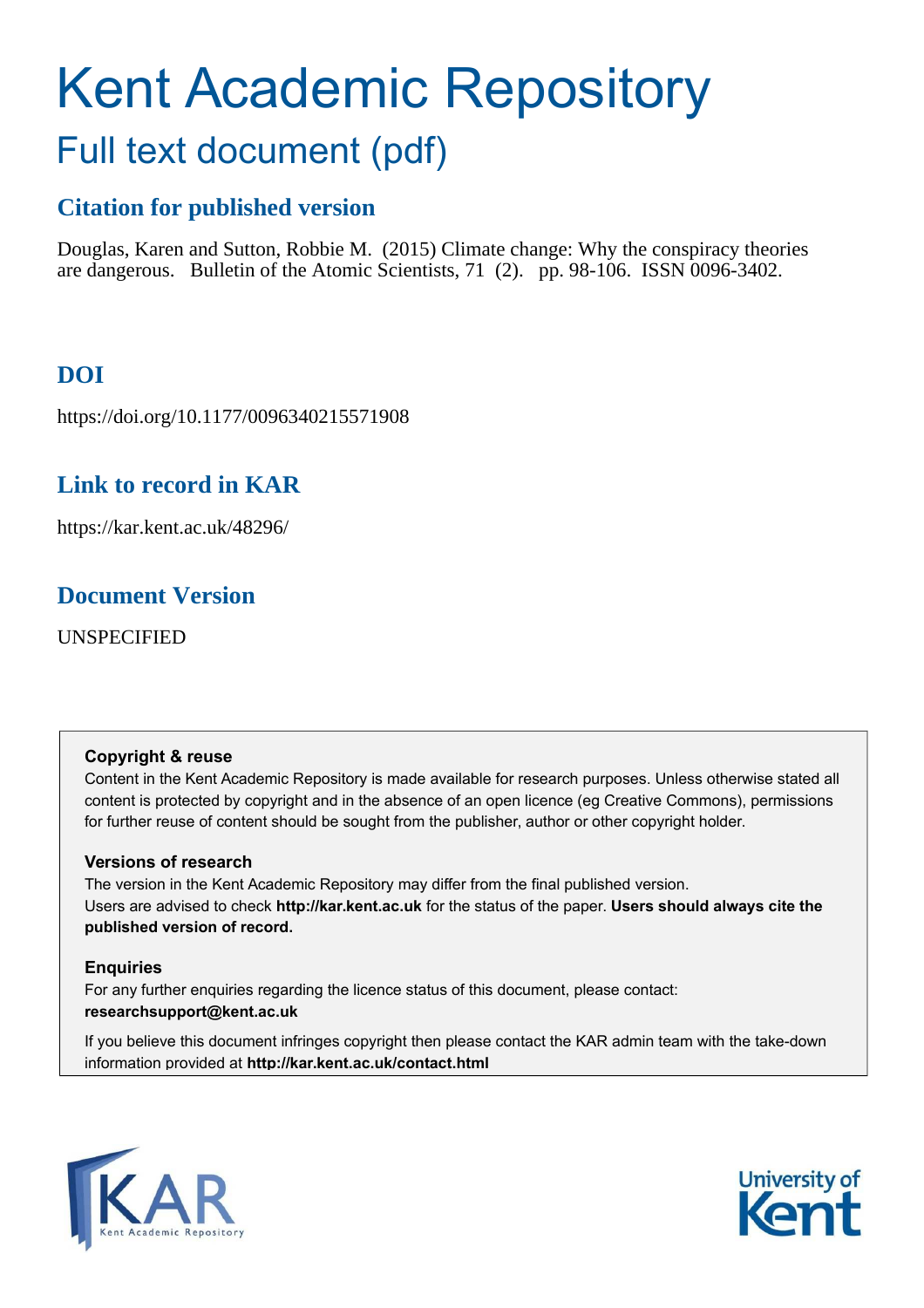# Kent Academic Repository

## Full text document (pdf)

### Citation for published version

Douglas, Karen and Sutton, Robbie M. (2015) Climate change: Why the conspiracy theories are dangerous. Bulletin of the Atomic Scientists, 71 (2). pp. 98-106. ISSN 0096-3402.

### DOI

https://doi.org/10.1177/0096340215571908

### Link to record in KAR

https://kar.kent.ac.uk/48296/

### Document Version

UNSPECIFIED

**Copyright & reuse**

Content in the Kent Academic Repository is made available for research purposes. Unless otherwise stated all content is protected by copyright and in the absence of an open licence (eg Creative Commons), permissions for further reuse of content should be sought from the publisher, author or other copyright holder.

**Versions of research**

The version in the Kent Academic Repository may differ from the final published version. Users are advised to check **http://kar.kent.ac.uk** for the status of the paper. **Users should always cite the published version of record.**

**Enquiries**

For any further enquiries regarding the licence status of this document, please contact: **researchsupport@kent.ac.uk**

If you believe this document infringes copyright then please contact the KAR admin team with the take-down information provided at **http://kar.kent.ac.uk/contact.html**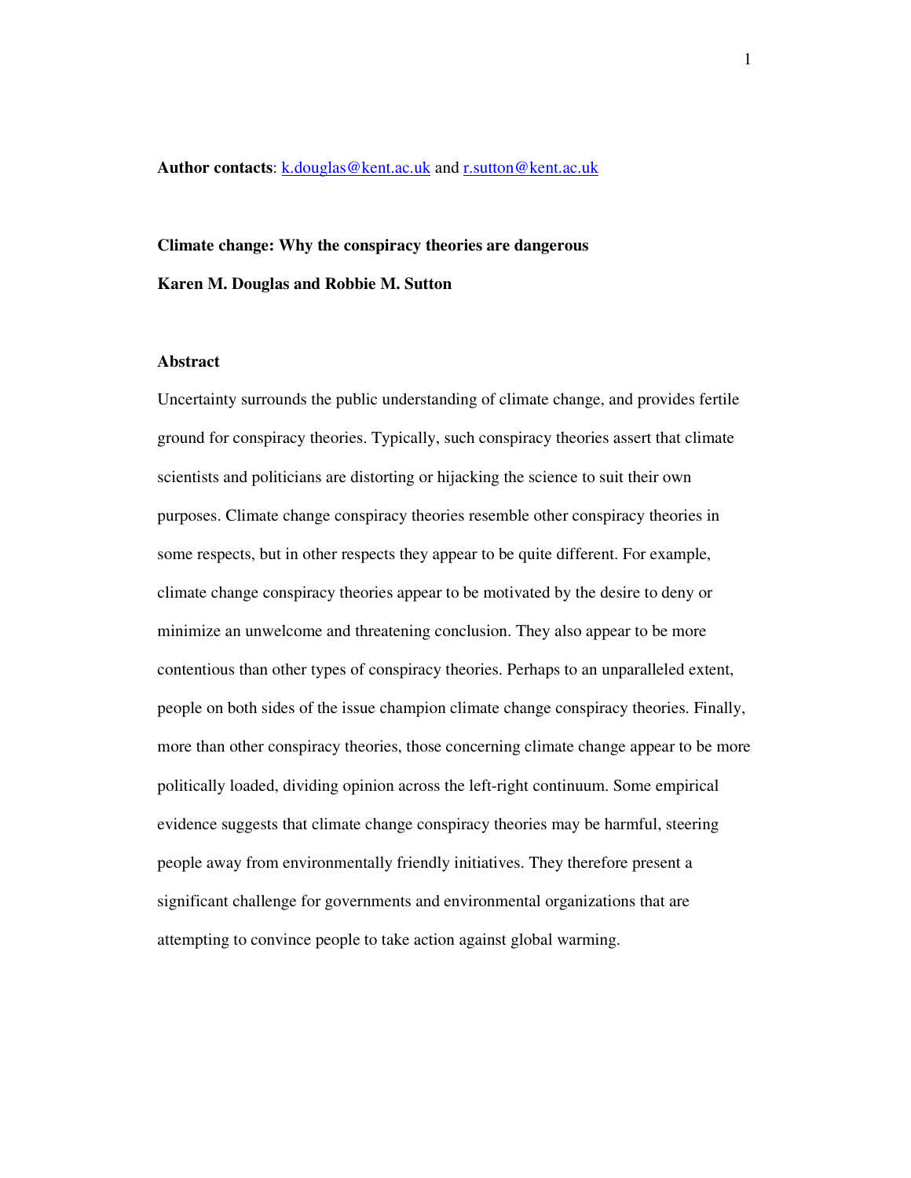**Author contacts**: k.douglas@kent.ac.uk and r.sutton@kent.ac.uk

# Climate change: Why the conspiracy theories are dangerous

**Karen M. Douglas and Robbie M. Sutton**

## Abstract

Uncertainty surrounds the public understanding of climate change, and provides fertile ground for conspiracy theories. Typically, such conspiracy theories assert that climate scientists and politicians are distorting or hijacking the science to suit their own purposes. Climate change conspiracy theories resemble other conspiracy theories in some respects, but in other respects they appear to be quite different. For example, climate change conspiracy theories appear to be motivated by the desire to deny or minimize an unwelcome and threatening conclusion. They also appear to be more contentious than other types of conspiracy theories. Perhaps to an unparalleled extent, people on both sides of the issue champion climate change conspiracy theories. Finally, more than other conspiracy theories, those concerning climate change appear to be more politically loaded, dividing opinion across the left-right continuum. Some empirical evidence suggests that climate change conspiracy theories may be harmful, steering people away from environmentally friendly initiatives. They therefore present a significant challenge for governments and environmental organizations that are attempting to convince people to take action against global warming.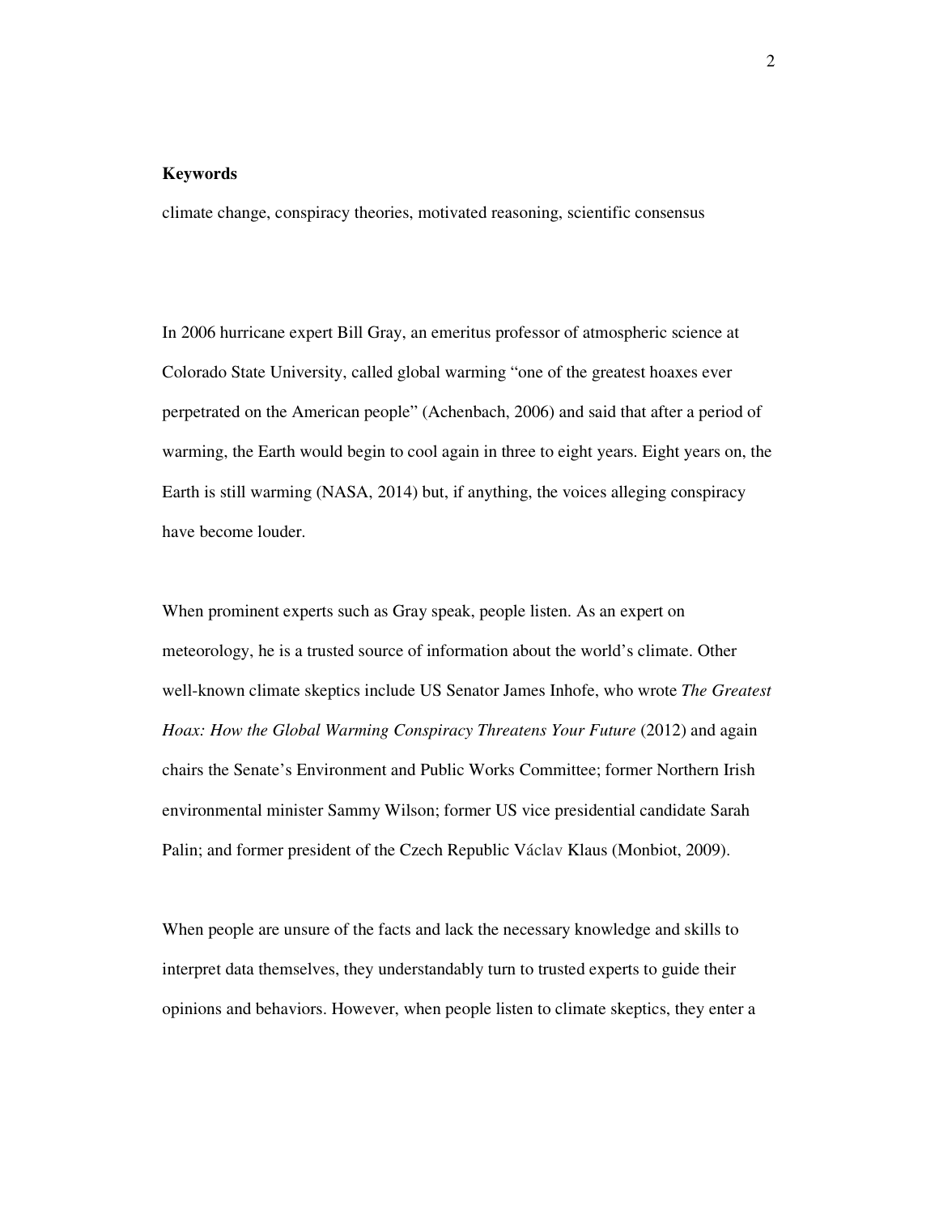**Keywords**

climate change, conspiracy theories, motivated reasoning, scientific consensus

In 2006 hurricane expert Bill Gray, an emeritus professor of atmospheric science at Colorado State University, called global warming "one of the greatest hoaxes ever perpetrated on the American people" (Achenbach, 2006) and said that after a period of warming, the Earth would begin to cool again in three to eight years. Eight years on, the Earth is still warming (NASA, 2014) but, if anything, the voices alleging conspiracy have become louder.

When prominent experts such as Gray speak, people listen. As an expert on meteorology, he is a trusted source of information about the world's climate. Other well-known climate skeptics include US Senator James Inhofe, who wrote *The Greatest Hoax: How the Global Warming Conspiracy Threatens Your Future* (2012) and again chairs the Senate's Environment and Public Works Committee; former Northern Irish environmental minister Sammy Wilson; former US vice presidential candidate Sarah Palin; and former president of the Czech Republic Václav Klaus (Monbiot, 2009).

When people are unsure of the facts and lack the necessary knowledge and skills to interpret data themselves, they understandably turn to trusted experts to guide their opinions and behaviors. However, when people listen to climate skeptics, they enter a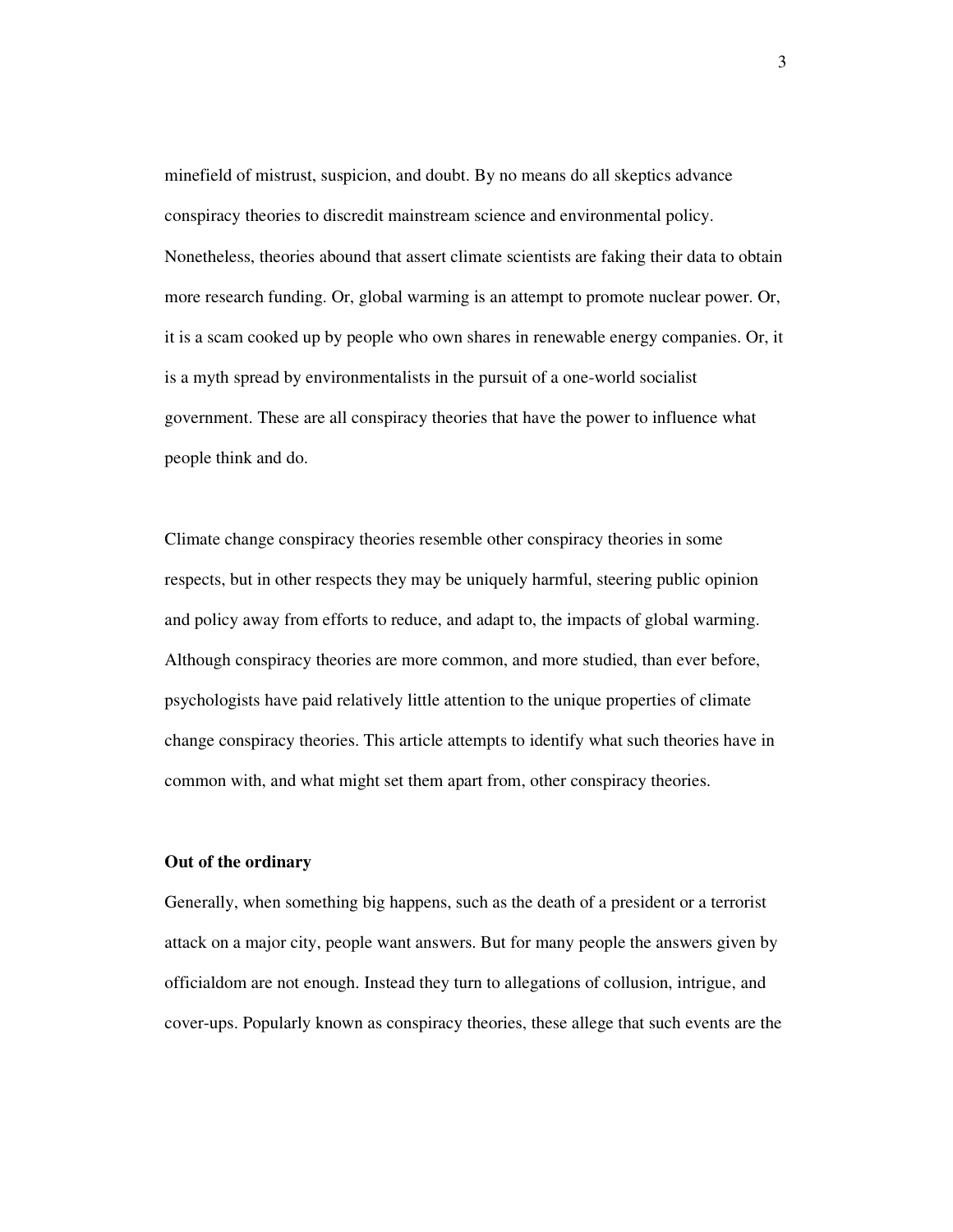minefield of mistrust, suspicion, and doubt. By no means do all skeptics advance conspiracy theories to discredit mainstream science and environmental policy. Nonetheless, theories abound that assert climate scientists are faking their data to obtain more research funding. Or, global warming is an attempt to promote nuclear power. Or, it is a scam cooked up by people who own shares in renewable energy companies. Or, it is a myth spread by environmentalists in the pursuit of a one-world socialist government. These are all conspiracy theories that have the power to influence what people think and do.

Climate change conspiracy theories resemble other conspiracy theories in some respects, but in other respects they may be uniquely harmful, steering public opinion and policy away from efforts to reduce, and adapt to, the impacts of global warming. Although conspiracy theories are more common, and more studied, than ever before, psychologists have paid relatively little attention to the unique properties of climate change conspiracy theories. This article attempts to identify what such theories have in common with, and what might set them apart from, other conspiracy theories.

**Out of the ordinary**

Generally, when something big happens, such as the death of a president or a terrorist attack on a major city, people want answers. But for many people the answers given by officialdom are not enough. Instead they turn to allegations of collusion, intrigue, and cover-ups. Popularly known as conspiracy theories, these allege that such events are the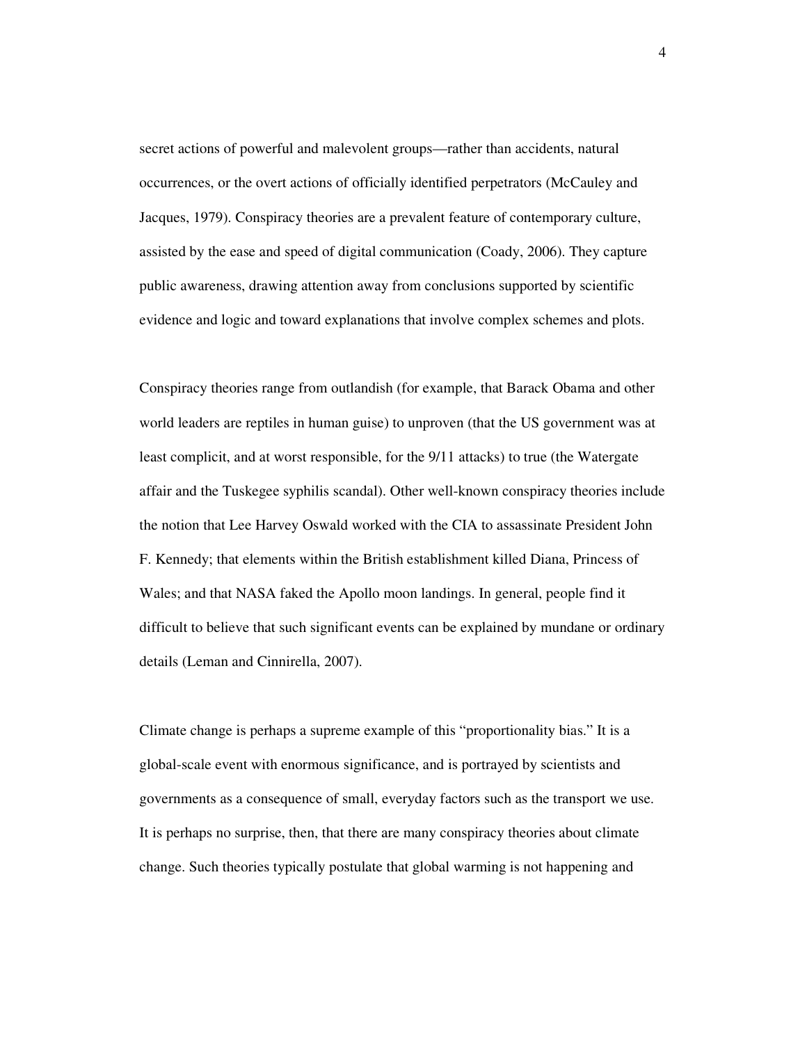secret actions of powerful and malevolent groups—rather than accidents, natural occurrences, or the overt actions of officially identified perpetrators (McCauley and Jacques, 1979). Conspiracy theories are a prevalent feature of contemporary culture, assisted by the ease and speed of digital communication (Coady, 2006). They capture public awareness, drawing attention away from conclusions supported by scientific evidence and logic and toward explanations that involve complex schemes and plots.

Conspiracy theories range from outlandish (for example, that Barack Obama and other world leaders are reptiles in human guise) to unproven (that the US government was at least complicit, and at worst responsible, for the 9/11 attacks) to true (the Watergate affair and the Tuskegee syphilis scandal). Other well-known conspiracy theories include the notion that Lee Harvey Oswald worked with the CIA to assassinate President John F. Kennedy; that elements within the British establishment killed Diana, Princess of Wales; and that NASA faked the Apollo moon landings. In general, people find it difficult to believe that such significant events can be explained by mundane or ordinary details (Leman and Cinnirella, 2007).

Climate change is perhaps a supreme example of this "proportionality bias." It is a global-scale event with enormous significance, and is portrayed by scientists and governments as a consequence of small, everyday factors such as the transport we use. It is perhaps no surprise, then, that there are many conspiracy theories about climate change. Such theories typically postulate that global warming is not happening and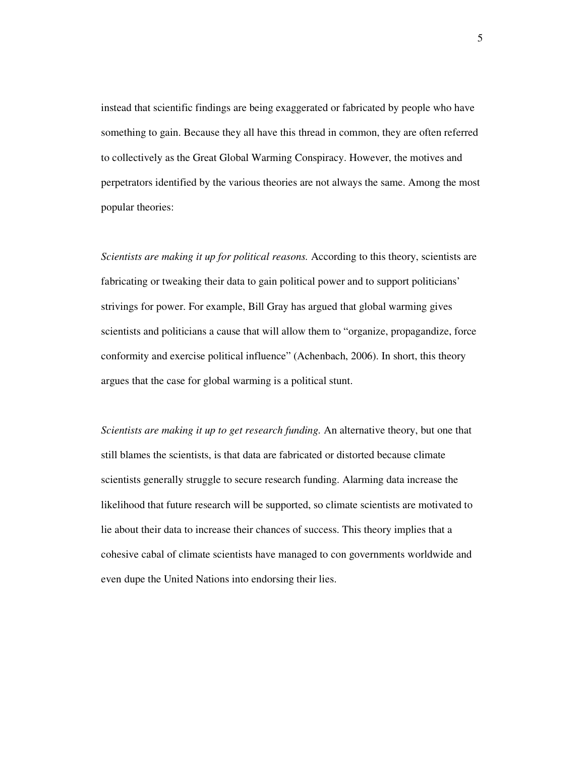instead that scientific findings are being exaggerated or fabricated by people who have something to gain. Because they all have this thread in common, they are often referred to collectively as the Great Global Warming Conspiracy. However, the motives and perpetrators identified by the various theories are not always the same. Among the most popular theories:

*Scientists are making it up for political reasons.* According to this theory, scientists are fabricating or tweaking their data to gain political power and to support politicians' strivings for power. For example, Bill Gray has argued that global warming gives scientists and politicians a cause that will allow them to "organize, propagandize, force conformity and exercise political influence" (Achenbach, 2006). In short, this theory argues that the case for global warming is a political stunt.

*Scientists are making it up to get research funding.* An alternative theory, but one that still blames the scientists, is that data are fabricated or distorted because climate scientists generally struggle to secure research funding. Alarming data increase the likelihood that future research will be supported, so climate scientists are motivated to lie about their data to increase their chances of success. This theory implies that a cohesive cabal of climate scientists have managed to con governments worldwide and even dupe the United Nations into endorsing their lies.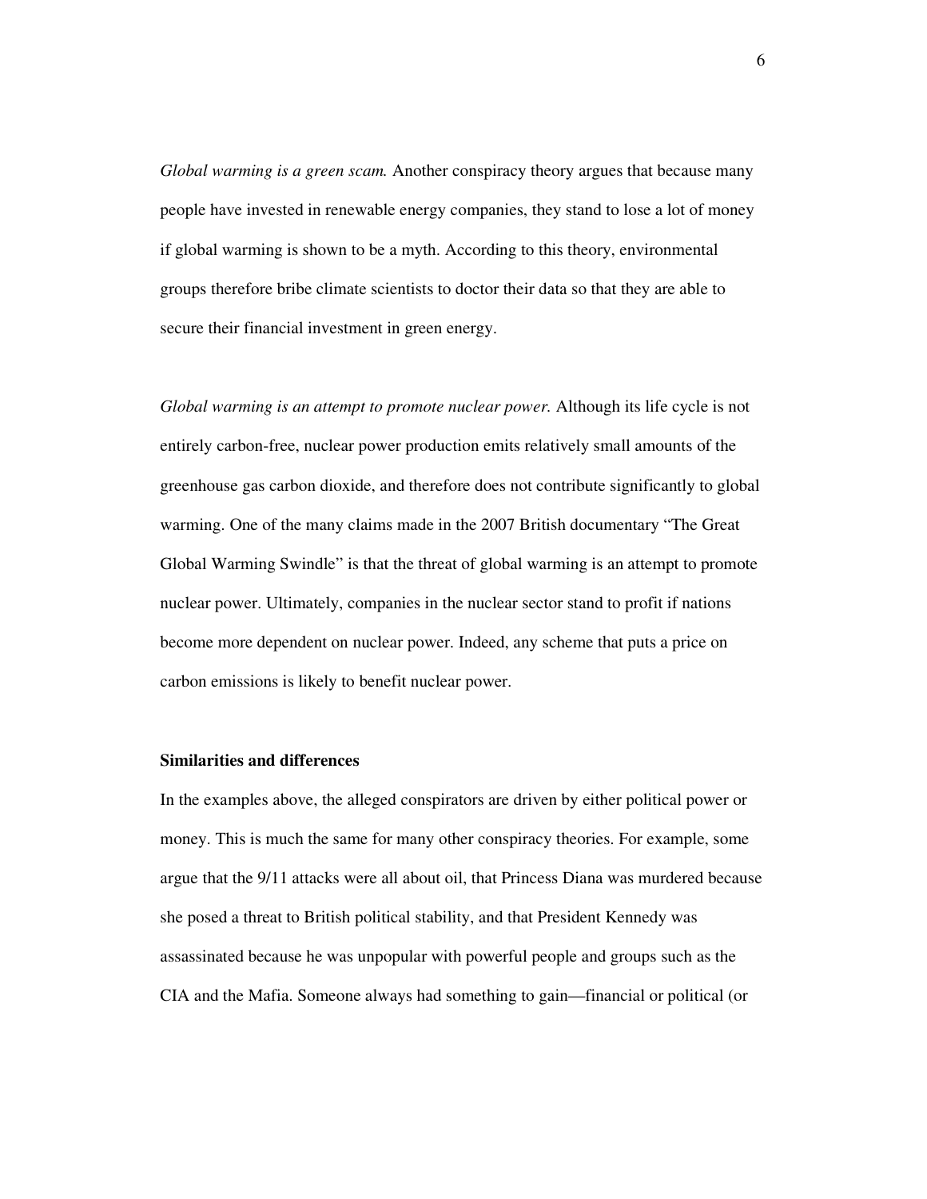*Global warming is a green scam.* Another conspiracy theory argues that because many people have invested in renewable energy companies, they stand to lose a lot of money if global warming is shown to be a myth. According to this theory, environmental groups therefore bribe climate scientists to doctor their data so that they are able to secure their financial investment in green energy.

*Global warming is an attempt to promote nuclear power.* Although its life cycle is not entirely carbon-free, nuclear power production emits relatively small amounts of the greenhouse gas carbon dioxide, and therefore does not contribute significantly to global warming. One of the many claims made in the 2007 British documentary "The Great Global Warming Swindle" is that the threat of global warming is an attempt to promote nuclear power. Ultimately, companies in the nuclear sector stand to profit if nations become more dependent on nuclear power. Indeed, any scheme that puts a price on carbon emissions is likely to benefit nuclear power.

**Similarities and differences**

In the examples above, the alleged conspirators are driven by either political power or money. This is much the same for many other conspiracy theories. For example, some argue that the 9/11 attacks were all about oil, that Princess Diana was murdered because she posed a threat to British political stability, and that President Kennedy was assassinated because he was unpopular with powerful people and groups such as the CIA and the Mafia. Someone always had something to gain—financial or political (or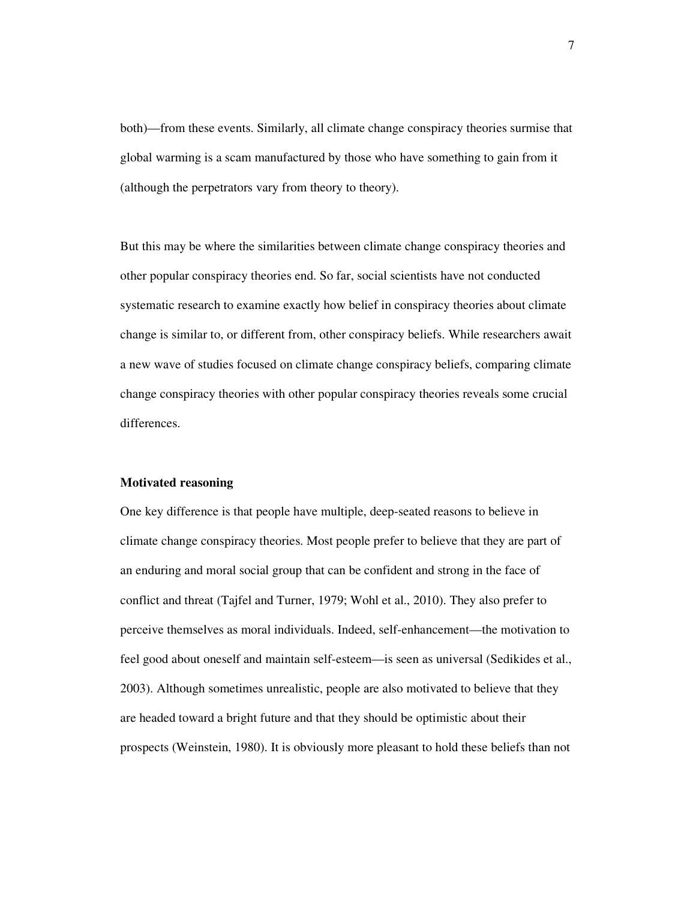both)—from these events. Similarly, all climate change conspiracy theories surmise that global warming is a scam manufactured by those who have something to gain from it (although the perpetrators vary from theory to theory).

But this may be where the similarities between climate change conspiracy theories and other popular conspiracy theories end. So far, social scientists have not conducted systematic research to examine exactly how belief in conspiracy theories about climate change is similar to, or different from, other conspiracy beliefs. While researchers await a new wave of studies focused on climate change conspiracy beliefs, comparing climate change conspiracy theories with other popular conspiracy theories reveals some crucial differences.

**Motivated reasoning**

One key difference is that people have multiple, deep-seated reasons to believe in climate change conspiracy theories. Most people prefer to believe that they are part of an enduring and moral social group that can be confident and strong in the face of conflict and threat (Tajfel and Turner, 1979; Wohl et al., 2010). They also prefer to perceive themselves as moral individuals. Indeed, self-enhancement—the motivation to feel good about oneself and maintain self-esteem—is seen as universal (Sedikides et al., 2003). Although sometimes unrealistic, people are also motivated to believe that they are headed toward a bright future and that they should be optimistic about their prospects (Weinstein, 1980). It is obviously more pleasant to hold these beliefs than not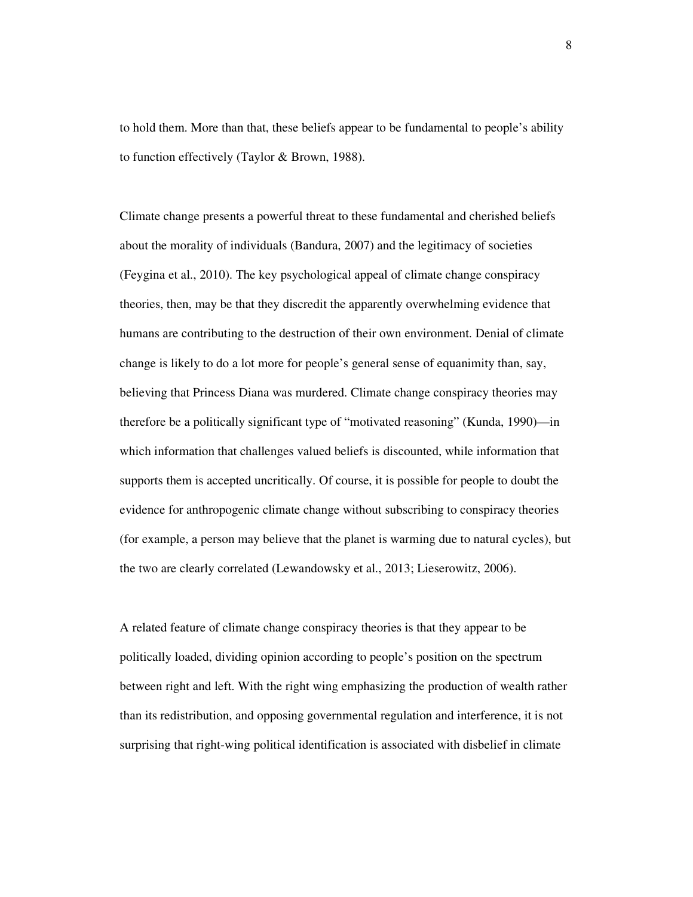to hold them. More than that, these beliefs appear to be fundamental to people's ability to function effectively (Taylor & Brown, 1988).

Climate change presents a powerful threat to these fundamental and cherished beliefs about the morality of individuals (Bandura, 2007) and the legitimacy of societies (Feygina et al., 2010). The key psychological appeal of climate change conspiracy theories, then, may be that they discredit the apparently overwhelming evidence that humans are contributing to the destruction of their own environment. Denial of climate change is likely to do a lot more for people's general sense of equanimity than, say, believing that Princess Diana was murdered. Climate change conspiracy theories may therefore be a politically significant type of "motivated reasoning" (Kunda, 1990)—in which information that challenges valued beliefs is discounted, while information that supports them is accepted uncritically. Of course, it is possible for people to doubt the evidence for anthropogenic climate change without subscribing to conspiracy theories (for example, a person may believe that the planet is warming due to natural cycles), but the two are clearly correlated (Lewandowsky et al., 2013; Lieserowitz, 2006).

A related feature of climate change conspiracy theories is that they appear to be politically loaded, dividing opinion according to people's position on the spectrum between right and left. With the right wing emphasizing the production of wealth rather than its redistribution, and opposing governmental regulation and interference, it is not surprising that right-wing political identification is associated with disbelief in climate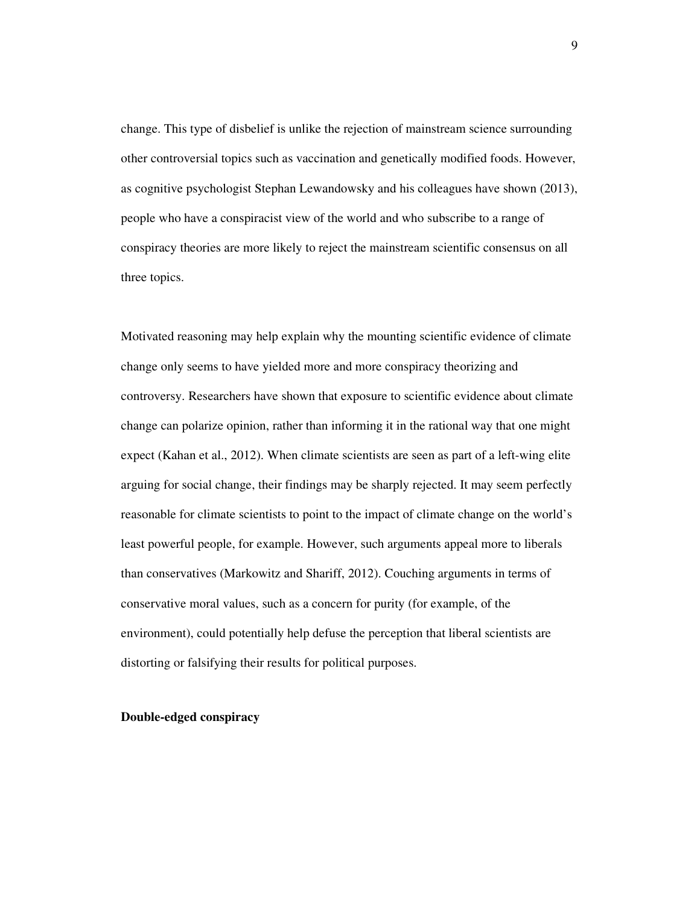change. This type of disbelief is unlike the rejection of mainstream science surrounding other controversial topics such as vaccination and genetically modified foods. However, as cognitive psychologist Stephan Lewandowsky and his colleagues have shown (2013), people who have a conspiracist view of the world and who subscribe to a range of conspiracy theories are more likely to reject the mainstream scientific consensus on all three topics.

Motivated reasoning may help explain why the mounting scientific evidence of climate change only seems to have yielded more and more conspiracy theorizing and controversy. Researchers have shown that exposure to scientific evidence about climate change can polarize opinion, rather than informing it in the rational way that one might expect (Kahan et al., 2012). When climate scientists are seen as part of a left-wing elite arguing for social change, their findings may be sharply rejected. It may seem perfectly reasonable for climate scientists to point to the impact of climate change on the world's least powerful people, for example. However, such arguments appeal more to liberals than conservatives (Markowitz and Shariff, 2012). Couching arguments in terms of conservative moral values, such as a concern for purity (for example, of the environment), could potentially help defuse the perception that liberal scientists are distorting or falsifying their results for political purposes.

**Double-edged conspiracy**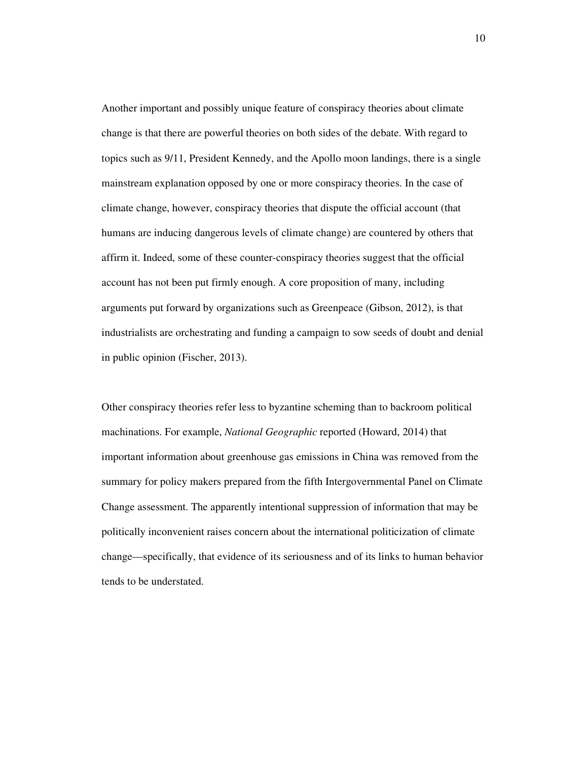Another important and possibly unique feature of conspiracy theories about climate change is that there are powerful theories on both sides of the debate. With regard to topics such as 9/11, President Kennedy, and the Apollo moon landings, there is a single mainstream explanation opposed by one or more conspiracy theories. In the case of climate change, however, conspiracy theories that dispute the official account (that humans are inducing dangerous levels of climate change) are countered by others that affirm it. Indeed, some of these counter-conspiracy theories suggest that the official account has not been put firmly enough. A core proposition of many, including arguments put forward by organizations such as Greenpeace (Gibson, 2012), is that industrialists are orchestrating and funding a campaign to sow seeds of doubt and denial in public opinion (Fischer, 2013).

Other conspiracy theories refer less to byzantine scheming than to backroom political machinations. For example, *National Geographic* reported (Howard, 2014) that important information about greenhouse gas emissions in China was removed from the summary for policy makers prepared from the fifth Intergovernmental Panel on Climate Change assessment. The apparently intentional suppression of information that may be politically inconvenient raises concern about the international politicization of climate change—specifically, that evidence of its seriousness and of its links to human behavior tends to be understated.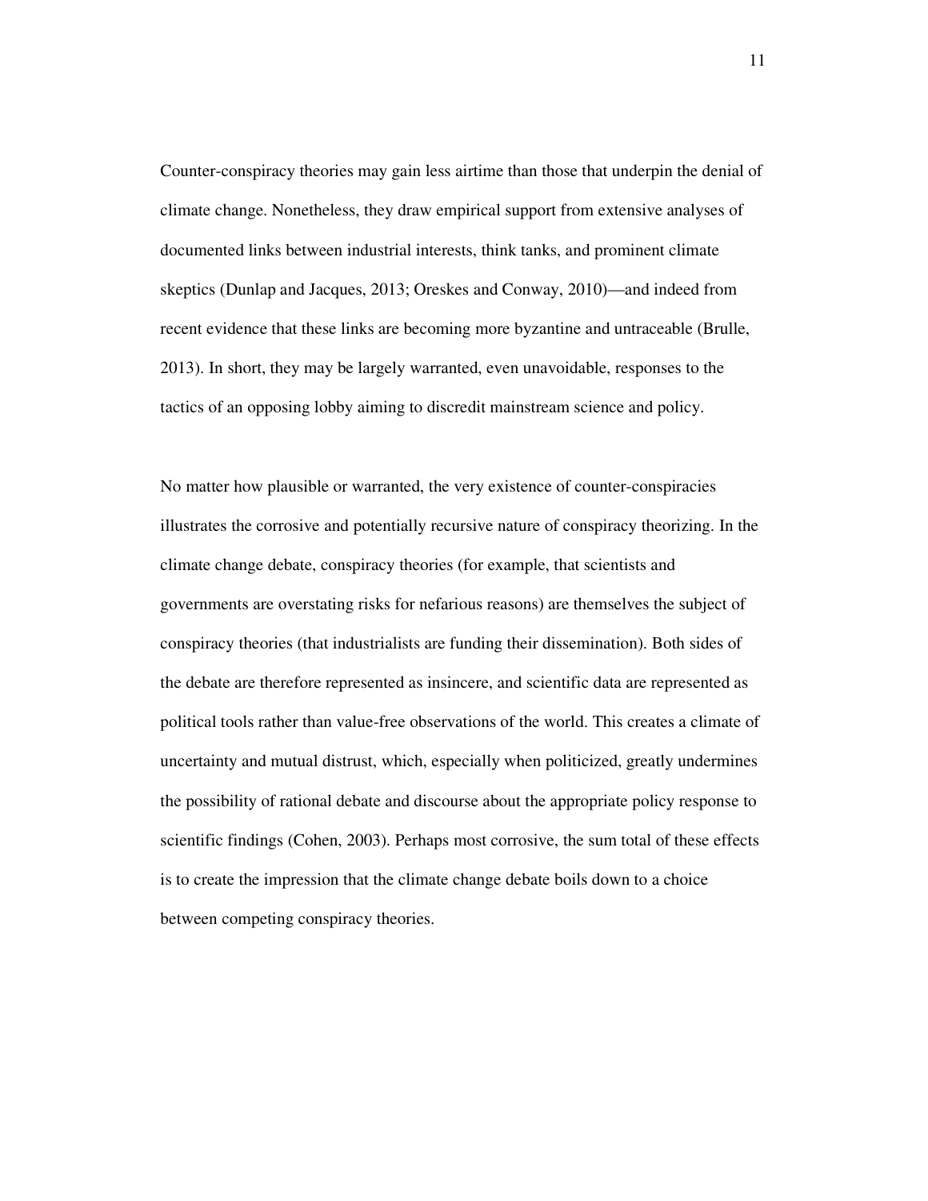Counter-conspiracy theories may gain less airtime than those that underpin the denial of climate change. Nonetheless, they draw empirical support from extensive analyses of documented links between industrial interests, think tanks, and prominent climate skeptics (Dunlap and Jacques, 2013; Oreskes and Conway, 2010)—and indeed from recent evidence that these links are becoming more byzantine and untraceable (Brulle, 2013). In short, they may be largely warranted, even unavoidable, responses to the tactics of an opposing lobby aiming to discredit mainstream science and policy.

No matter how plausible or warranted, the very existence of counter-conspiracies illustrates the corrosive and potentially recursive nature of conspiracy theorizing. In the climate change debate, conspiracy theories (for example, that scientists and governments are overstating risks for nefarious reasons) are themselves the subject of conspiracy theories (that industrialists are funding their dissemination). Both sides of the debate are therefore represented as insincere, and scientific data are represented as political tools rather than value-free observations of the world. This creates a climate of uncertainty and mutual distrust, which, especially when politicized, greatly undermines the possibility of rational debate and discourse about the appropriate policy response to scientific findings (Cohen, 2003). Perhaps most corrosive, the sum total of these effects is to create the impression that the climate change debate boils down to a choice between competing conspiracy theories.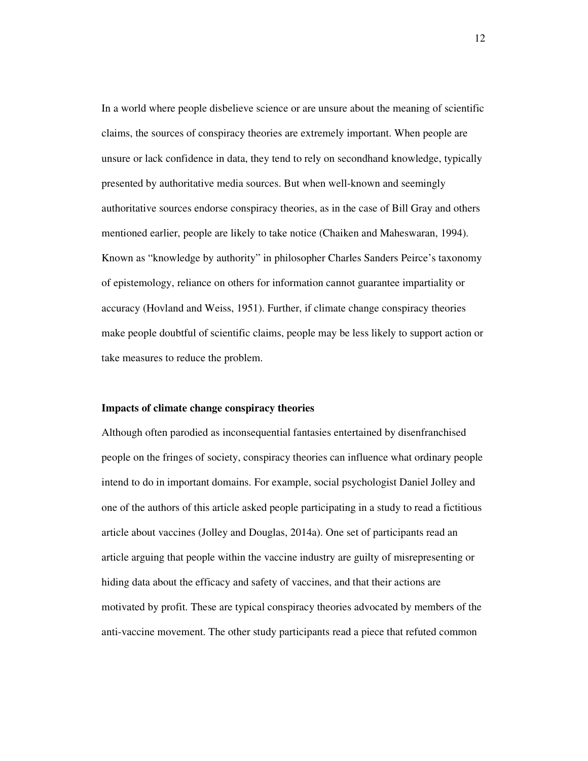In a world where people disbelieve science or are unsure about the meaning of scientific claims, the sources of conspiracy theories are extremely important. When people are unsure or lack confidence in data, they tend to rely on secondhand knowledge, typically presented by authoritative media sources. But when well-known and seemingly authoritative sources endorse conspiracy theories, as in the case of Bill Gray and others mentioned earlier, people are likely to take notice (Chaiken and Maheswaran, 1994). Known as "knowledge by authority" in philosopher Charles Sanders Peirce's taxonomy of epistemology, reliance on others for information cannot guarantee impartiality or accuracy (Hovland and Weiss, 1951). Further, if climate change conspiracy theories make people doubtful of scientific claims, people may be less likely to support action or take measures to reduce the problem.

**Impacts of climate change conspiracy theories**

Although often parodied as inconsequential fantasies entertained by disenfranchised people on the fringes of society, conspiracy theories can influence what ordinary people intend to do in important domains. For example, social psychologist Daniel Jolley and one of the authors of this article asked people participating in a study to read a fictitious article about vaccines (Jolley and Douglas, 2014a). One set of participants read an article arguing that people within the vaccine industry are guilty of misrepresenting or hiding data about the efficacy and safety of vaccines, and that their actions are motivated by profit. These are typical conspiracy theories advocated by members of the anti-vaccine movement. The other study participants read a piece that refuted common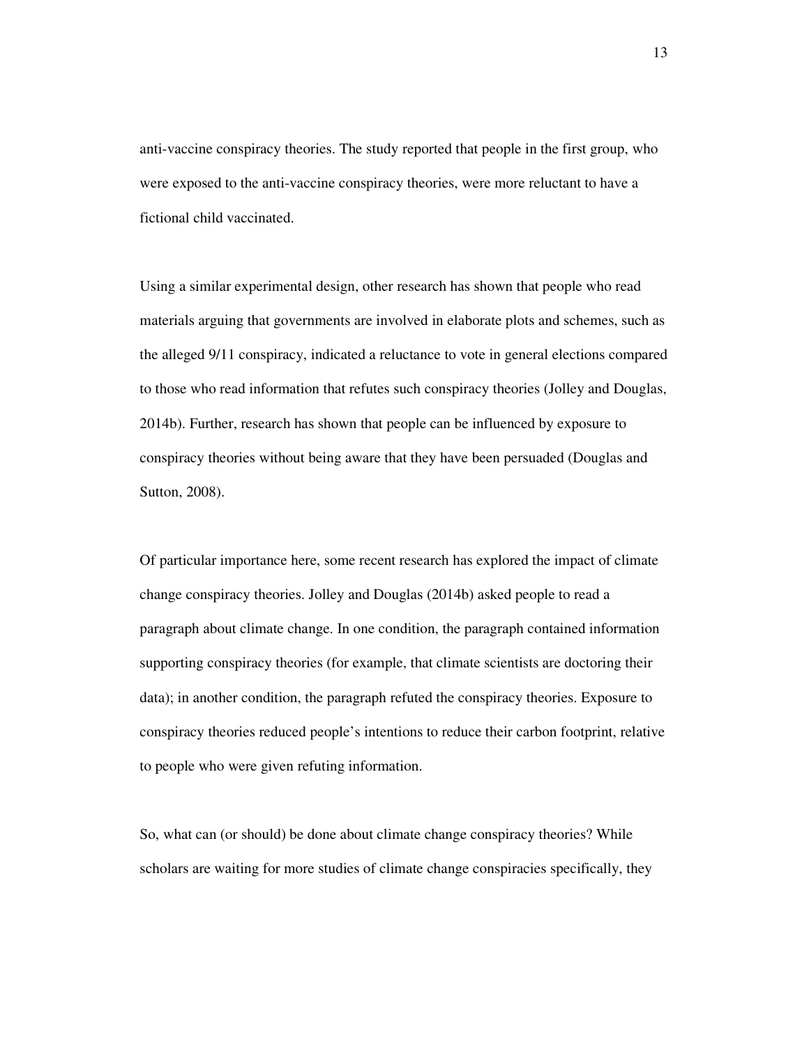anti-vaccine conspiracy theories. The study reported that people in the first group, who were exposed to the anti-vaccine conspiracy theories, were more reluctant to have a fictional child vaccinated.

Using a similar experimental design, other research has shown that people who read materials arguing that governments are involved in elaborate plots and schemes, such as the alleged 9/11 conspiracy, indicated a reluctance to vote in general elections compared to those who read information that refutes such conspiracy theories (Jolley and Douglas, 2014b). Further, research has shown that people can be influenced by exposure to conspiracy theories without being aware that they have been persuaded (Douglas and Sutton, 2008).

Of particular importance here, some recent research has explored the impact of climate change conspiracy theories. Jolley and Douglas (2014b) asked people to read a paragraph about climate change. In one condition, the paragraph contained information supporting conspiracy theories (for example, that climate scientists are doctoring their data); in another condition, the paragraph refuted the conspiracy theories. Exposure to conspiracy theories reduced people's intentions to reduce their carbon footprint, relative to people who were given refuting information.

So, what can (or should) be done about climate change conspiracy theories? While scholars are waiting for more studies of climate change conspiracies specifically, they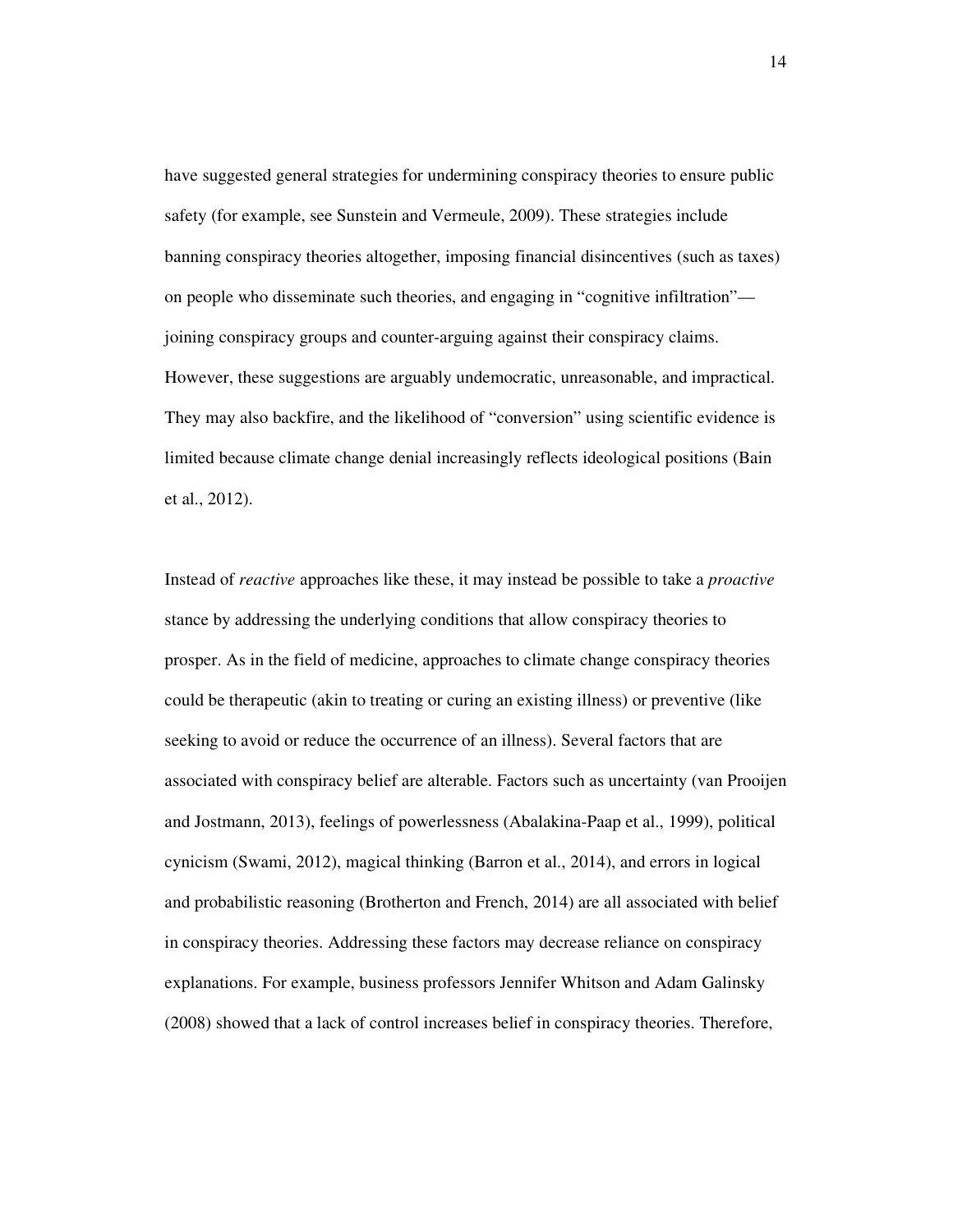have suggested general strategies for undermining conspiracy theories to ensure public safety (for example, see Sunstein and Vermeule, 2009). These strategies include banning conspiracy theories altogether, imposing financial disincentives (such as taxes) on people who disseminate such theories, and engaging in "cognitive infiltration"—joining conspiracy groups and counter-arguing against their conspiracy claims. However, these suggestions are arguably undemocratic, unreasonable, and impractical. They may also backfire, and the likelihood of "conversion" using scientific evidence is limited because climate change denial increasingly reflects ideological positions (Bain et al., 2012).

Instead of *reactive* approaches like these, it may instead be possible to take a *proactive* stance by addressing the underlying conditions that allow conspiracy theories to prosper. As in the field of medicine, approaches to climate change conspiracy theories could be therapeutic (akin to treating or curing an existing illness) or preventive (like seeking to avoid or reduce the occurrence of an illness). Several factors that are associated with conspiracy belief are alterable. Factors such as uncertainty (van Prooijen and Jostmann, 2013), feelings of powerlessness (Abalakina-Paap et al., 1999), political cynicism (Swami, 2012), magical thinking (Barron et al., 2014), and errors in logical and probabilistic reasoning (Brotherton and French, 2014) are all associated with belief in conspiracy theories. Addressing these factors may decrease reliance on conspiracy explanations. For example, business professors Jennifer Whitson and Adam Galinsky (2008) showed that a lack of control increases belief in conspiracy theories. Therefore,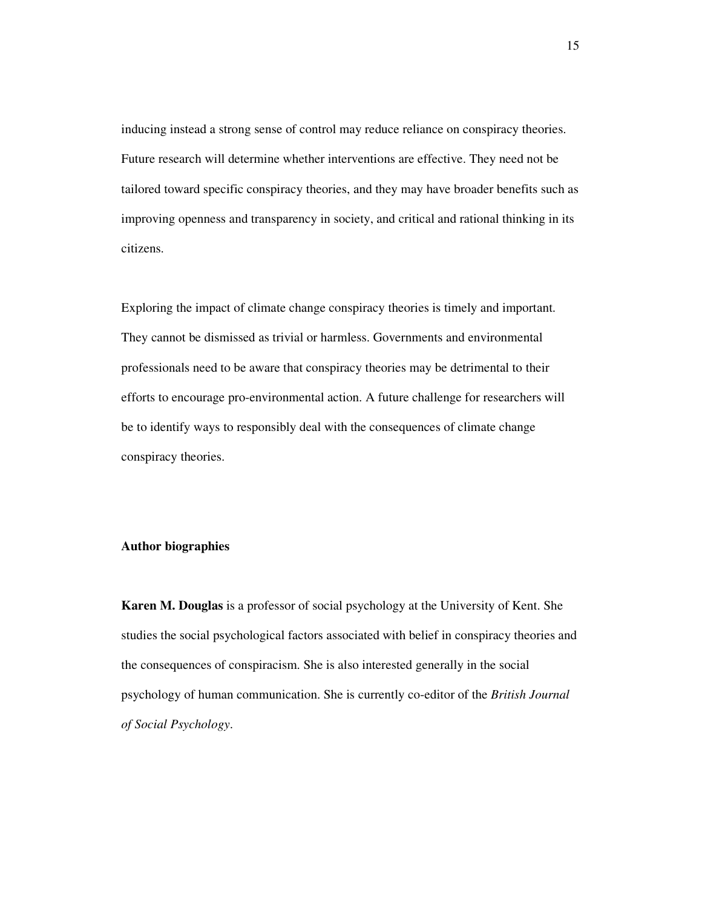inducing instead a strong sense of control may reduce reliance on conspiracy theories. Future research will determine whether interventions are effective. They need not be tailored toward specific conspiracy theories, and they may have broader benefits such as improving openness and transparency in society, and critical and rational thinking in its citizens.

Exploring the impact of climate change conspiracy theories is timely and important. They cannot be dismissed as trivial or harmless. Governments and environmental professionals need to be aware that conspiracy theories may be detrimental to their efforts to encourage pro-environmental action. A future challenge for researchers will be to identify ways to responsibly deal with the consequences of climate change conspiracy theories.

**Author biographies**

**Karen M. Douglas** is a professor of social psychology at the University of Kent. She studies the social psychological factors associated with belief in conspiracy theories and the consequences of conspiracism. She is also interested generally in the social psychology of human communication. She is currently co-editor of the *British Journal of Social Psychology*.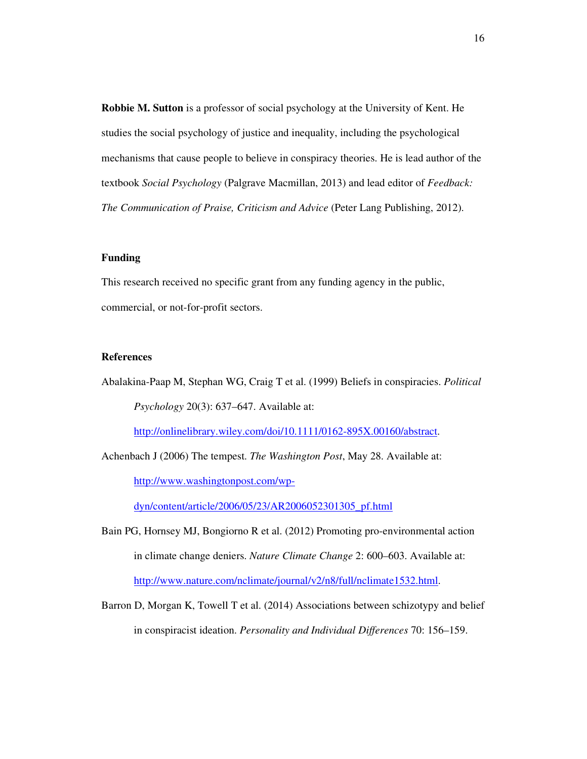**Robbie M. Sutton** is a professor of social psychology at the University of Kent. He studies the social psychology of justice and inequality, including the psychological mechanisms that cause people to believe in conspiracy theories. He is lead author of the textbook *Social Psychology* (Palgrave Macmillan, 2013) and lead editor of *Feedback: The Communication of Praise, Criticism and Advice* (Peter Lang Publishing, 2012).

## Funding

This research received no specific grant from any funding agency in the public, commercial, or not-for-profit sectors.

## References

Abalakina-Paap M, Stephan WG, Craig T et al. (1999) Beliefs in conspiracies. *Political Psychology* 20(3): 637–647. Available at: http://onlinelibrary.wiley.com/doi/10.1111/0162-895X.00160/abstract.

Achenbach J (2006) The tempest. *The Washington Post*, May 28. Available at: http://www.washingtonpost.com/wp-dyn/content/article/2006/05/23/AR2006052301305_pf.html

Bain PG, Hornsey MJ, Bongiorno R et al. (2012) Promoting pro-environmental action in climate change deniers. *Nature Climate Change* 2: 600–603. Available at: http://www.nature.com/nclimate/journal/v2/n8/full/nclimate1532.html.

Barron D, Morgan K, Towell T et al. (2014) Associations between schizotypy and belief in conspiracist ideation. *Personality and Individual Differences* 70: 156–159.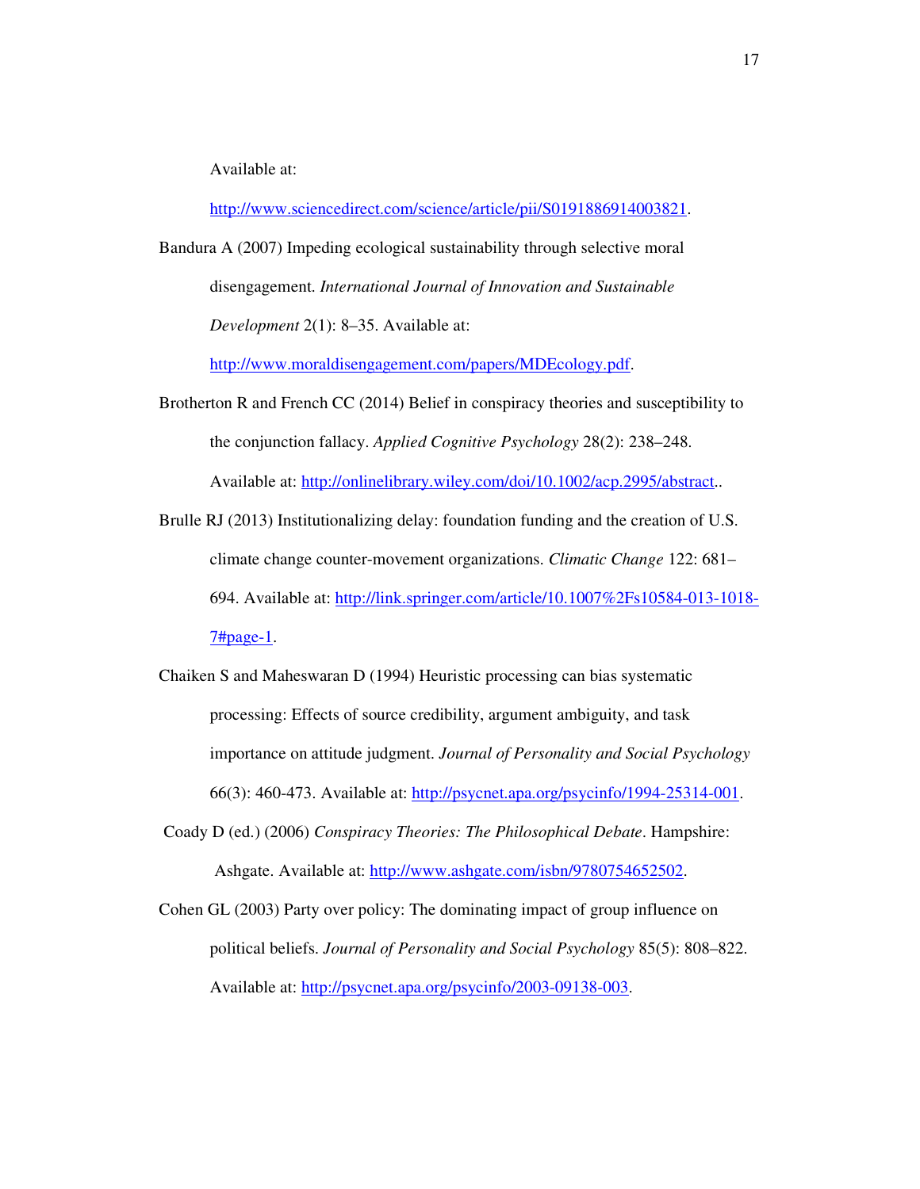Available at: http://www.sciencedirect.com/science/article/pii/S0191886914003821.

Bandura A (2007) Impeding ecological sustainability through selective moral disengagement. *International Journal of Innovation and Sustainable Development* 2(1): 8–35. Available at: http://www.moraldisengagement.com/papers/MDEcology.pdf.

Brotherton R and French CC (2014) Belief in conspiracy theories and susceptibility to the conjunction fallacy. *Applied Cognitive Psychology* 28(2): 238–248. Available at: http://onlinelibrary.wiley.com/doi/10.1002/acp.2995/abstract..

Brulle RJ (2013) Institutionalizing delay: foundation funding and the creation of U.S. climate change counter-movement organizations. *Climatic Change* 122: 681–694. Available at: http://link.springer.com/article/10.1007%2Fs10584-013-1018-7#page-1.

Chaiken S and Maheswaran D (1994) Heuristic processing can bias systematic processing: Effects of source credibility, argument ambiguity, and task importance on attitude judgment. *Journal of Personality and Social Psychology* 66(3): 460-473. Available at: http://psycnet.apa.org/psycinfo/1994-25314-001.

Coady D (ed.) (2006) *Conspiracy Theories: The Philosophical Debate*. Hampshire: Ashgate. Available at: http://www.ashgate.com/isbn/9780754652502.

Cohen GL (2003) Party over policy: The dominating impact of group influence on political beliefs. *Journal of Personality and Social Psychology* 85(5): 808–822. Available at: http://psycnet.apa.org/psycinfo/2003-09138-003.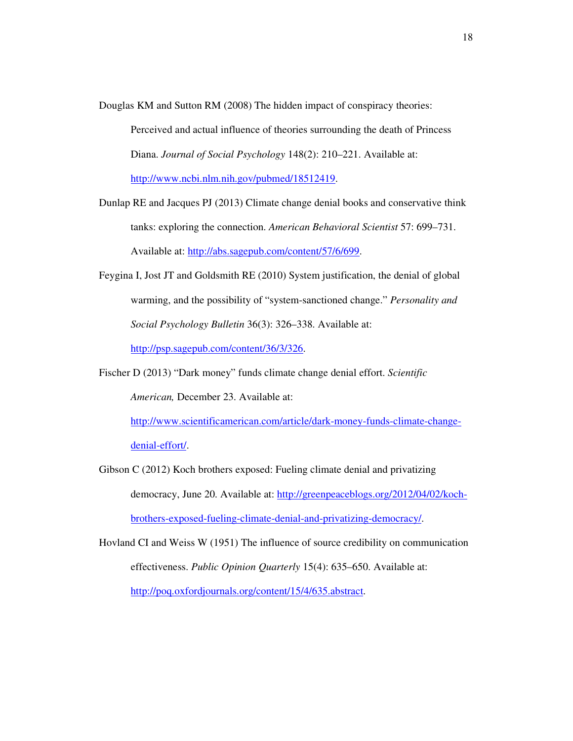Douglas KM and Sutton RM (2008) The hidden impact of conspiracy theories: Perceived and actual influence of theories surrounding the death of Princess Diana. *Journal of Social Psychology* 148(2): 210–221. Available at: http://www.ncbi.nlm.nih.gov/pubmed/18512419.

Dunlap RE and Jacques PJ (2013) Climate change denial books and conservative think tanks: exploring the connection. *American Behavioral Scientist* 57: 699–731. Available at: http://abs.sagepub.com/content/57/6/699.

Feygina I, Jost JT and Goldsmith RE (2010) System justification, the denial of global warming, and the possibility of "system-sanctioned change." *Personality and Social Psychology Bulletin* 36(3): 326–338. Available at: http://psp.sagepub.com/content/36/3/326.

Fischer D (2013) "Dark money" funds climate change denial effort. *Scientific American,* December 23. Available at: http://www.scientificamerican.com/article/dark-money-funds-climate-change-denial-effort/.

Gibson C (2012) Koch brothers exposed: Fueling climate denial and privatizing democracy, June 20. Available at: http://greenpeaceblogs.org/2012/04/02/koch-brothers-exposed-fueling-climate-denial-and-privatizing-democracy/.

Hovland CI and Weiss W (1951) The influence of source credibility on communication effectiveness. *Public Opinion Quarterly* 15(4): 635–650. Available at: http://poq.oxfordjournals.org/content/15/4/635.abstract.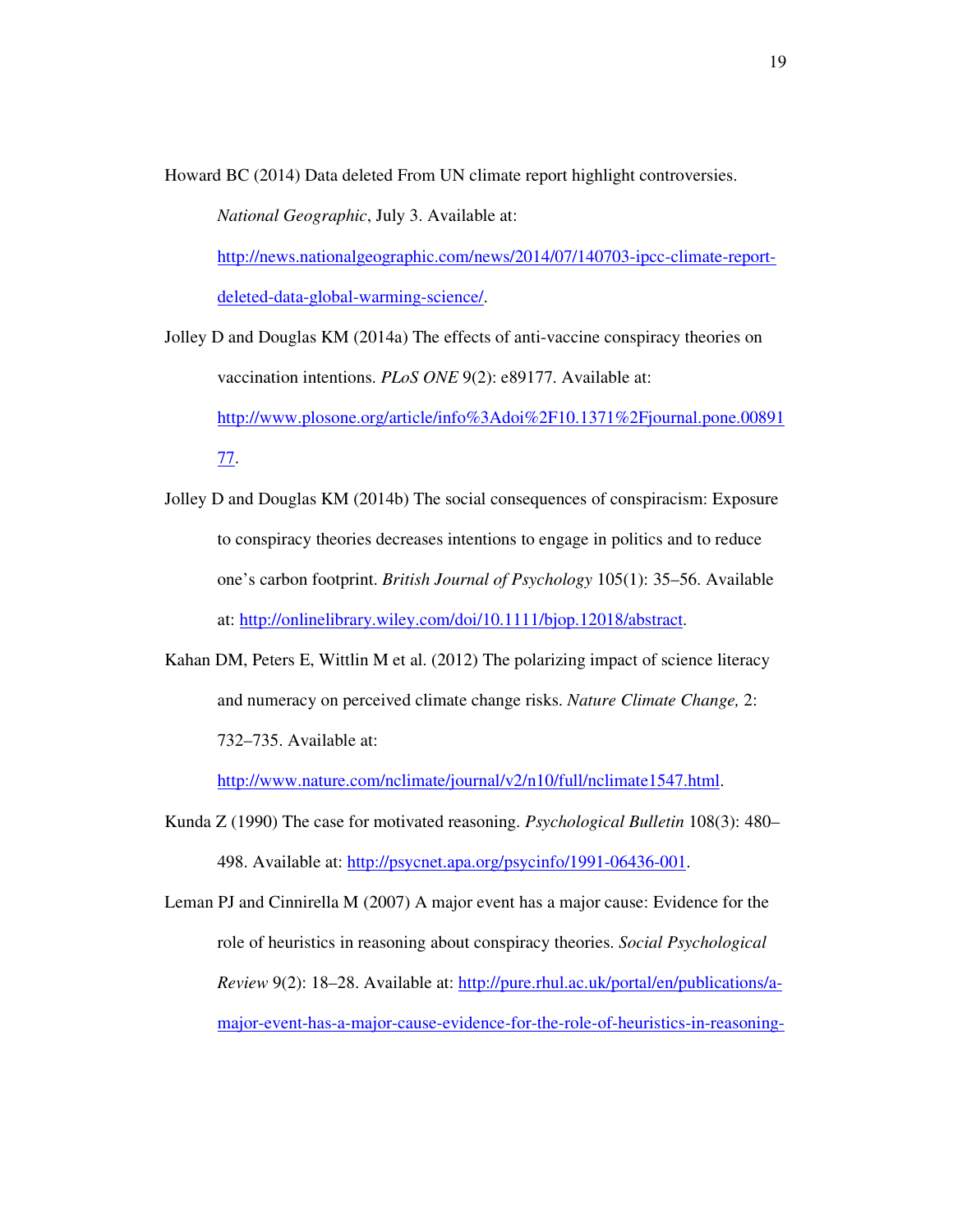Howard BC (2014) Data deleted From UN climate report highlight controversies. *National Geographic*, July 3. Available at: http://news.nationalgeographic.com/news/2014/07/140703-ipcc-climate-report-deleted-data-global-warming-science/.

Jolley D and Douglas KM (2014a) The effects of anti-vaccine conspiracy theories on vaccination intentions. *PLoS ONE* 9(2): e89177. Available at: http://www.plosone.org/article/info%3Adoi%2F10.1371%2Fjournal.pone.0089177.

Jolley D and Douglas KM (2014b) The social consequences of conspiracism: Exposure to conspiracy theories decreases intentions to engage in politics and to reduce one's carbon footprint. *British Journal of Psychology* 105(1): 35–56. Available at: http://onlinelibrary.wiley.com/doi/10.1111/bjop.12018/abstract.

Kahan DM, Peters E, Wittlin M et al. (2012) The polarizing impact of science literacy and numeracy on perceived climate change risks. *Nature Climate Change,* 2: 732–735. Available at: http://www.nature.com/nclimate/journal/v2/n10/full/nclimate1547.html.

Kunda Z (1990) The case for motivated reasoning. *Psychological Bulletin* 108(3): 480–498. Available at: http://psycnet.apa.org/psycinfo/1991-06436-001.

Leman PJ and Cinnirella M (2007) A major event has a major cause: Evidence for the role of heuristics in reasoning about conspiracy theories. *Social Psychological Review* 9(2): 18–28. Available at: http://pure.rhul.ac.uk/portal/en/publications/a-major-event-has-a-major-cause-evidence-for-the-role-of-heuristics-in-reasoning-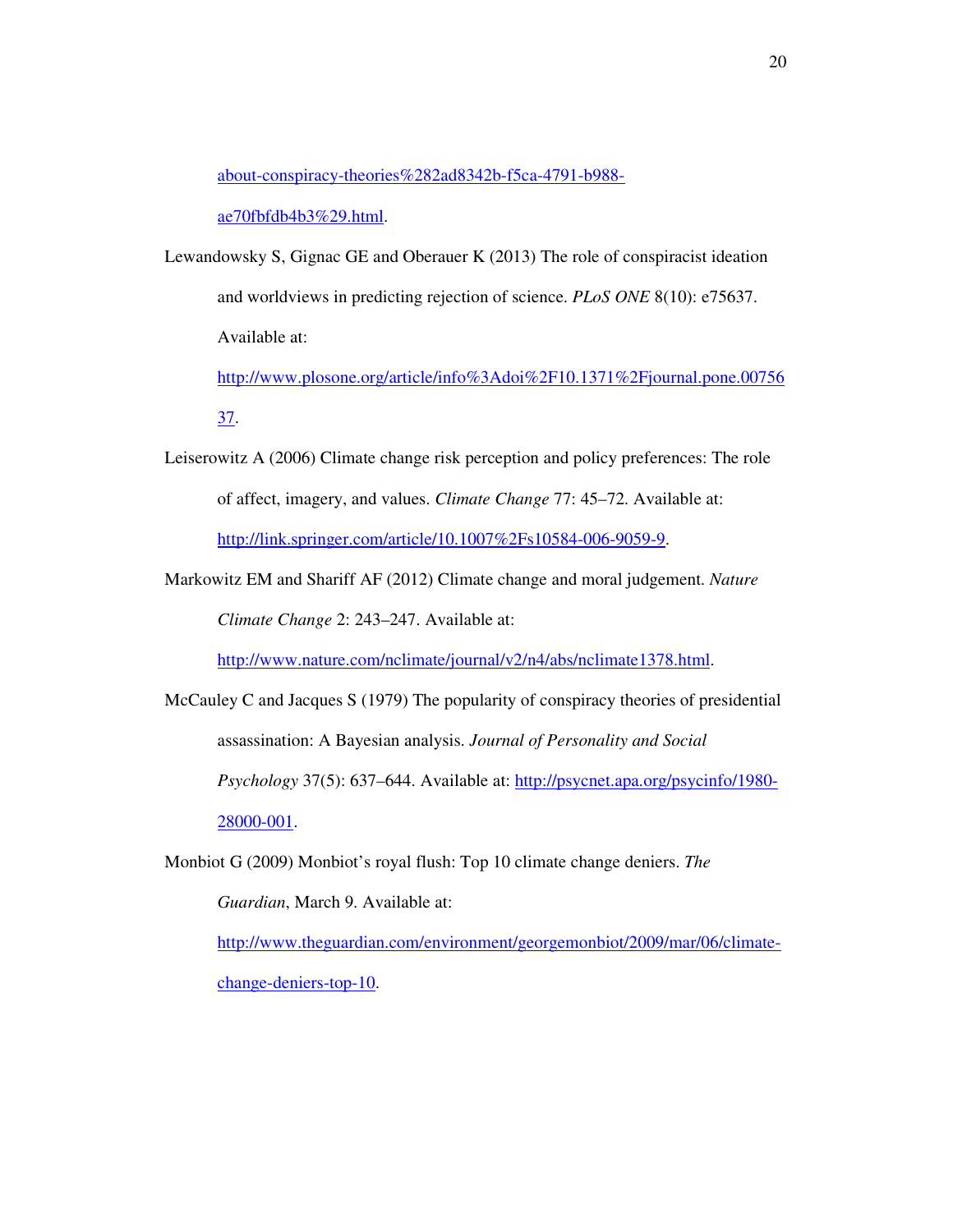about-conspiracy-theories%282ad8342b-f5ca-4791-b988-ae70fbfdb4b3%29.html.

Lewandowsky S, Gignac GE and Oberauer K (2013) The role of conspiracist ideation and worldviews in predicting rejection of science. *PLoS ONE* 8(10): e75637. Available at: http://www.plosone.org/article/info%3Adoi%2F10.1371%2Fjournal.pone.0075637.

Leiserowitz A (2006) Climate change risk perception and policy preferences: The role of affect, imagery, and values. *Climate Change* 77: 45–72. Available at: http://link.springer.com/article/10.1007%2Fs10584-006-9059-9.

Markowitz EM and Shariff AF (2012) Climate change and moral judgement. *Nature Climate Change* 2: 243–247. Available at: http://www.nature.com/nclimate/journal/v2/n4/abs/nclimate1378.html.

McCauley C and Jacques S (1979) The popularity of conspiracy theories of presidential assassination: A Bayesian analysis. *Journal of Personality and Social Psychology* 37(5): 637–644. Available at: http://psycnet.apa.org/psycinfo/1980-28000-001.

Monbiot G (2009) Monbiot's royal flush: Top 10 climate change deniers. *The Guardian*, March 9. Available at: http://www.theguardian.com/environment/georgemonbiot/2009/mar/06/climate-change-deniers-top-10.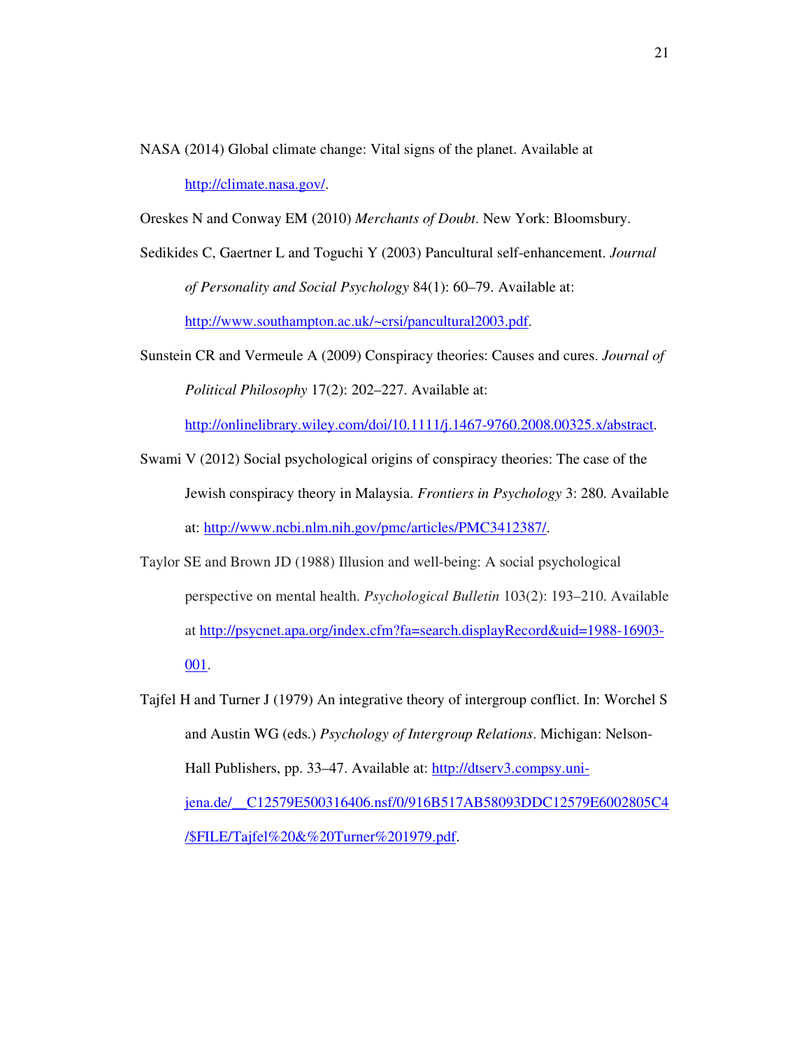NASA (2014) Global climate change: Vital signs of the planet. Available at http://climate.nasa.gov/.

Oreskes N and Conway EM (2010) *Merchants of Doubt*. New York: Bloomsbury.

Sedikides C, Gaertner L and Toguchi Y (2003) Pancultural self-enhancement. *Journal of Personality and Social Psychology* 84(1): 60–79. Available at: http://www.southampton.ac.uk/~crsi/pancultural2003.pdf.

Sunstein CR and Vermeule A (2009) Conspiracy theories: Causes and cures. *Journal of Political Philosophy* 17(2): 202–227. Available at: http://onlinelibrary.wiley.com/doi/10.1111/j.1467-9760.2008.00325.x/abstract.

Swami V (2012) Social psychological origins of conspiracy theories: The case of the Jewish conspiracy theory in Malaysia. *Frontiers in Psychology* 3: 280. Available at: http://www.ncbi.nlm.nih.gov/pmc/articles/PMC3412387/.

Taylor SE and Brown JD (1988) Illusion and well-being: A social psychological perspective on mental health. *Psychological Bulletin* 103(2): 193–210. Available at http://psycnet.apa.org/index.cfm?fa=search.displayRecord&uid=1988-16903-001.

Tajfel H and Turner J (1979) An integrative theory of intergroup conflict. In: Worchel S and Austin WG (eds.) *Psychology of Intergroup Relations*. Michigan: Nelson-Hall Publishers, pp. 33–47. Available at: http://dtserv3.compsy.uni-jena.de/__C12579E500316406.nsf/0/916B517AB58093DDC12579E6002805C4/$FILE/Tajfel%20&%20Turner%201979.pdf.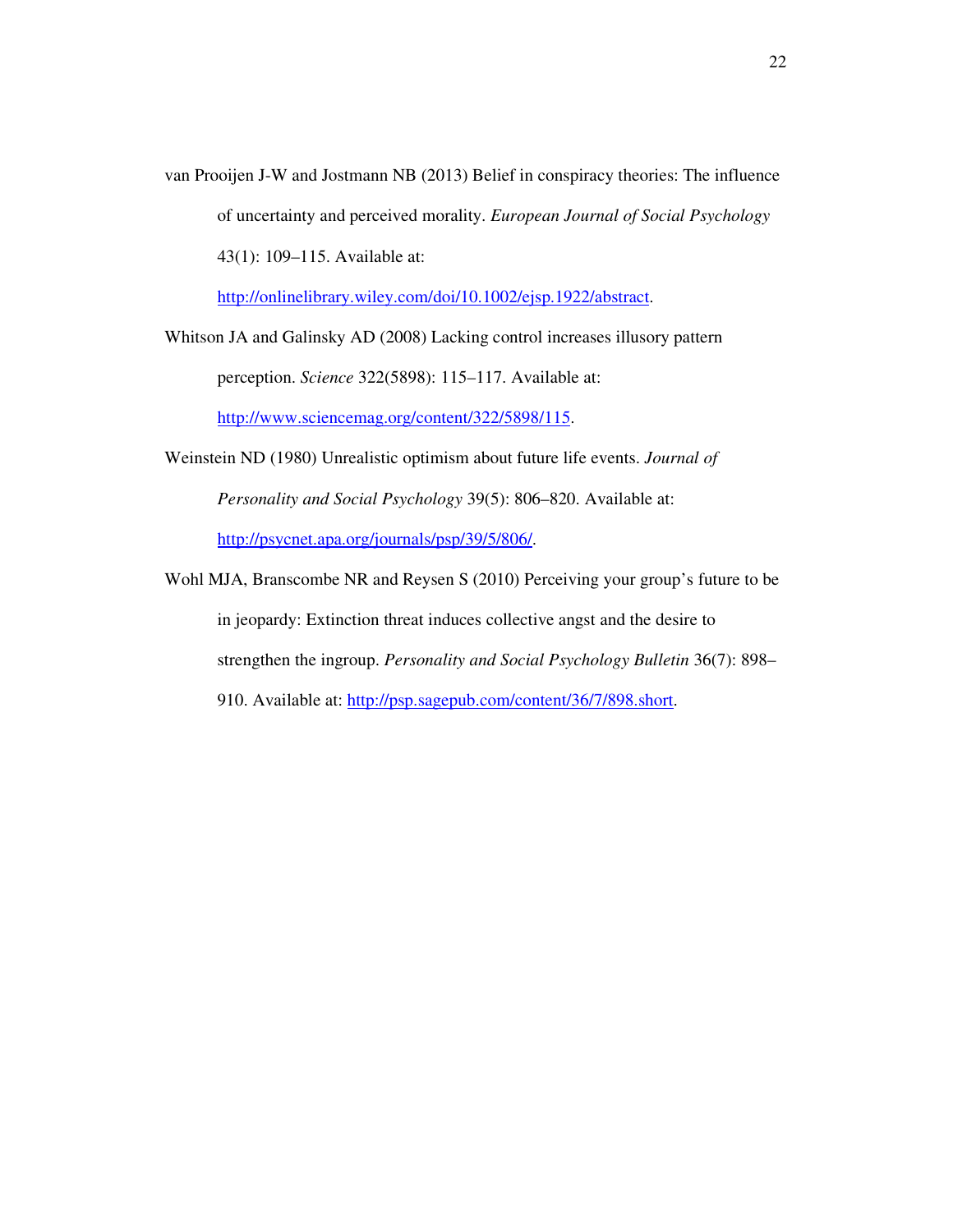van Prooijen J-W and Jostmann NB (2013) Belief in conspiracy theories: The influence of uncertainty and perceived morality. *European Journal of Social Psychology* 43(1): 109–115. Available at: http://onlinelibrary.wiley.com/doi/10.1002/ejsp.1922/abstract.

Whitson JA and Galinsky AD (2008) Lacking control increases illusory pattern perception. *Science* 322(5898): 115–117. Available at: http://www.sciencemag.org/content/322/5898/115.

Weinstein ND (1980) Unrealistic optimism about future life events. *Journal of Personality and Social Psychology* 39(5): 806–820. Available at: http://psycnet.apa.org/journals/psp/39/5/806/.

Wohl MJA, Branscombe NR and Reysen S (2010) Perceiving your group's future to be in jeopardy: Extinction threat induces collective angst and the desire to strengthen the ingroup. *Personality and Social Psychology Bulletin* 36(7): 898–910. Available at: http://psp.sagepub.com/content/36/7/898.short.